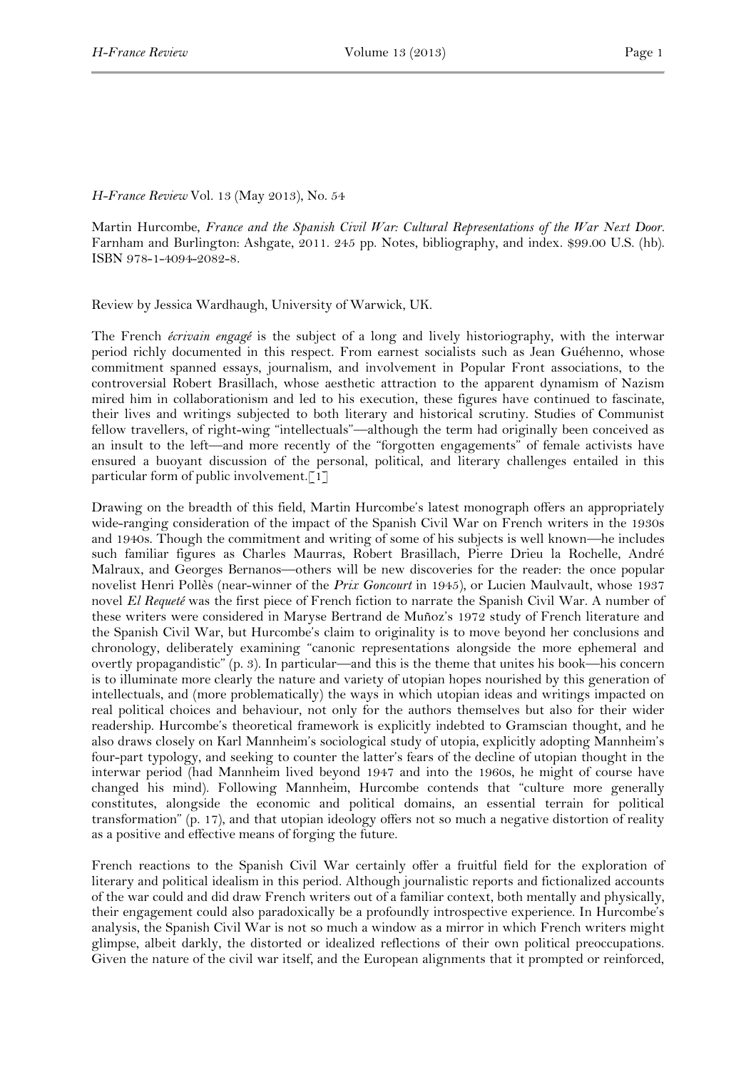*H-France Review* Vol. 13 (May 2013), No. 54

Martin Hurcombe, *France and the Spanish Civil War: Cultural Representations of the War Next Door*. Farnham and Burlington: Ashgate, 2011. 245 pp. Notes, bibliography, and index. $99.00 U.S. (hb). ISBN 978-1-4094-2082-8.

Review by Jessica Wardhaugh, University of Warwick, UK.

The French *écrivain engagé* is the subject of a long and lively historiography, with the interwar period richly documented in this respect. From earnest socialists such as Jean Guéhenno, whose commitment spanned essays, journalism, and involvement in Popular Front associations, to the controversial Robert Brasillach, whose aesthetic attraction to the apparent dynamism of Nazism mired him in collaborationism and led to his execution, these figures have continued to fascinate, their lives and writings subjected to both literary and historical scrutiny. Studies of Communist fellow travellers, of right-wing "intellectuals"—although the term had originally been conceived as an insult to the left—and more recently of the "forgotten engagements" of female activists have ensured a buoyant discussion of the personal, political, and literary challenges entailed in this particular form of public involvement.[1]

Drawing on the breadth of this field, Martin Hurcombe's latest monograph offers an appropriately wide-ranging consideration of the impact of the Spanish Civil War on French writers in the 1930s and 1940s. Though the commitment and writing of some of his subjects is well known—he includes such familiar figures as Charles Maurras, Robert Brasillach, Pierre Drieu la Rochelle, André Malraux, and Georges Bernanos—others will be new discoveries for the reader: the once popular novelist Henri Pollès (near-winner of the *Prix Goncourt* in 1945), or Lucien Maulvault, whose 1937 novel *El Requeté* was the first piece of French fiction to narrate the Spanish Civil War. A number of these writers were considered in Maryse Bertrand de Muñoz's 1972 study of French literature and the Spanish Civil War, but Hurcombe's claim to originality is to move beyond her conclusions and chronology, deliberately examining "canonic representations alongside the more ephemeral and overtly propagandistic" (p. 3). In particular—and this is the theme that unites his book—his concern is to illuminate more clearly the nature and variety of utopian hopes nourished by this generation of intellectuals, and (more problematically) the ways in which utopian ideas and writings impacted on real political choices and behaviour, not only for the authors themselves but also for their wider readership. Hurcombe's theoretical framework is explicitly indebted to Gramscian thought, and he also draws closely on Karl Mannheim's sociological study of utopia, explicitly adopting Mannheim's four-part typology, and seeking to counter the latter's fears of the decline of utopian thought in the interwar period (had Mannheim lived beyond 1947 and into the 1960s, he might of course have changed his mind). Following Mannheim, Hurcombe contends that "culture more generally constitutes, alongside the economic and political domains, an essential terrain for political transformation" (p. 17), and that utopian ideology offers not so much a negative distortion of reality as a positive and effective means of forging the future.

French reactions to the Spanish Civil War certainly offer a fruitful field for the exploration of literary and political idealism in this period. Although journalistic reports and fictionalized accounts of the war could and did draw French writers out of a familiar context, both mentally and physically, their engagement could also paradoxically be a profoundly introspective experience. In Hurcombe's analysis, the Spanish Civil War is not so much a window as a mirror in which French writers might glimpse, albeit darkly, the distorted or idealized reflections of their own political preoccupations. Given the nature of the civil war itself, and the European alignments that it prompted or reinforced,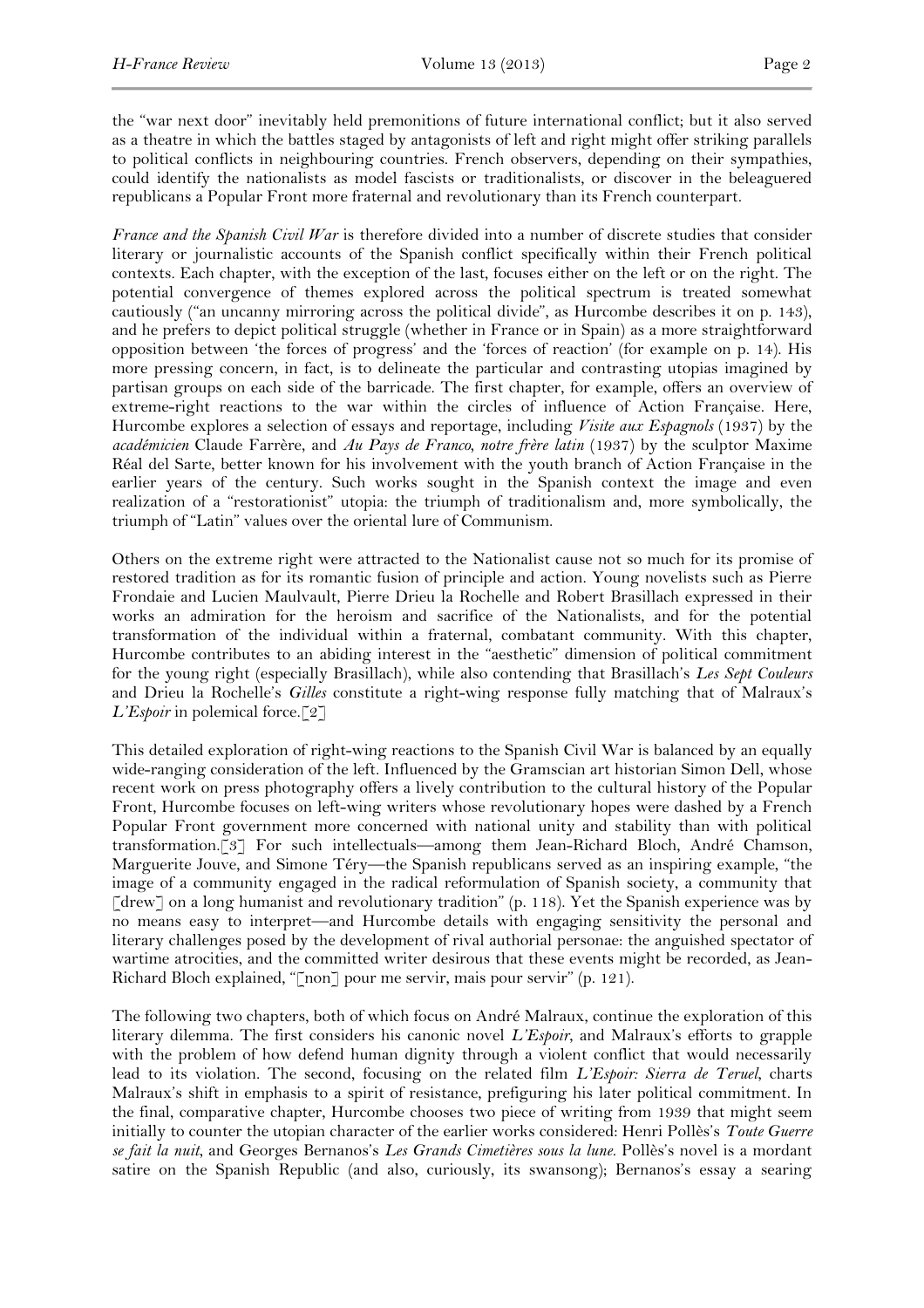the "war next door" inevitably held premonitions of future international conflict; but it also served as a theatre in which the battles staged by antagonists of left and right might offer striking parallels to political conflicts in neighbouring countries. French observers, depending on their sympathies, could identify the nationalists as model fascists or traditionalists, or discover in the beleaguered republicans a Popular Front more fraternal and revolutionary than its French counterpart.

*France and the Spanish Civil War* is therefore divided into a number of discrete studies that consider literary or journalistic accounts of the Spanish conflict specifically within their French political contexts. Each chapter, with the exception of the last, focuses either on the left or on the right. The potential convergence of themes explored across the political spectrum is treated somewhat cautiously ("an uncanny mirroring across the political divide", as Hurcombe describes it on p. 143), and he prefers to depict political struggle (whether in France or in Spain) as a more straightforward opposition between 'the forces of progress' and the 'forces of reaction' (for example on p. 14). His more pressing concern, in fact, is to delineate the particular and contrasting utopias imagined by partisan groups on each side of the barricade. The first chapter, for example, offers an overview of extreme-right reactions to the war within the circles of influence of Action Française. Here, Hurcombe explores a selection of essays and reportage, including *Visite aux Espagnols* (1937) by the *académicien* Claude Farrère, and *Au Pays de Franco, notre frère latin* (1937) by the sculptor Maxime Réal del Sarte, better known for his involvement with the youth branch of Action Française in the earlier years of the century. Such works sought in the Spanish context the image and even realization of a "restorationist" utopia: the triumph of traditionalism and, more symbolically, the triumph of "Latin" values over the oriental lure of Communism.

Others on the extreme right were attracted to the Nationalist cause not so much for its promise of restored tradition as for its romantic fusion of principle and action. Young novelists such as Pierre Frondaie and Lucien Maulvault, Pierre Drieu la Rochelle and Robert Brasillach expressed in their works an admiration for the heroism and sacrifice of the Nationalists, and for the potential transformation of the individual within a fraternal, combatant community. With this chapter, Hurcombe contributes to an abiding interest in the "aesthetic" dimension of political commitment for the young right (especially Brasillach), while also contending that Brasillach's *Les Sept Couleurs* and Drieu la Rochelle's *Gilles* constitute a right-wing response fully matching that of Malraux's *L'Espoir* in polemical force.[2]

This detailed exploration of right-wing reactions to the Spanish Civil War is balanced by an equally wide-ranging consideration of the left. Influenced by the Gramscian art historian Simon Dell, whose recent work on press photography offers a lively contribution to the cultural history of the Popular Front, Hurcombe focuses on left-wing writers whose revolutionary hopes were dashed by a French Popular Front government more concerned with national unity and stability than with political transformation.[3] For such intellectuals—among them Jean-Richard Bloch, André Chamson, Marguerite Jouve, and Simone Téry—the Spanish republicans served as an inspiring example, "the image of a community engaged in the radical reformulation of Spanish society, a community that [drew] on a long humanist and revolutionary tradition" (p. 118). Yet the Spanish experience was by no means easy to interpret—and Hurcombe details with engaging sensitivity the personal and literary challenges posed by the development of rival authorial personae: the anguished spectator of wartime atrocities, and the committed writer desirous that these events might be recorded, as Jean-Richard Bloch explained, "[non] pour me servir, mais pour servir" (p. 121).

The following two chapters, both of which focus on André Malraux, continue the exploration of this literary dilemma. The first considers his canonic novel *L'Espoir*, and Malraux's efforts to grapple with the problem of how defend human dignity through a violent conflict that would necessarily lead to its violation. The second, focusing on the related film *L'Espoir: Sierra de Teruel*, charts Malraux's shift in emphasis to a spirit of resistance, prefiguring his later political commitment. In the final, comparative chapter, Hurcombe chooses two piece of writing from 1939 that might seem initially to counter the utopian character of the earlier works considered: Henri Pollès's *Toute Guerre se fait la nuit*, and Georges Bernanos's *Les Grands Cimetières sous la lune*. Pollès's novel is a mordant satire on the Spanish Republic (and also, curiously, its swansong); Bernanos's essay a searing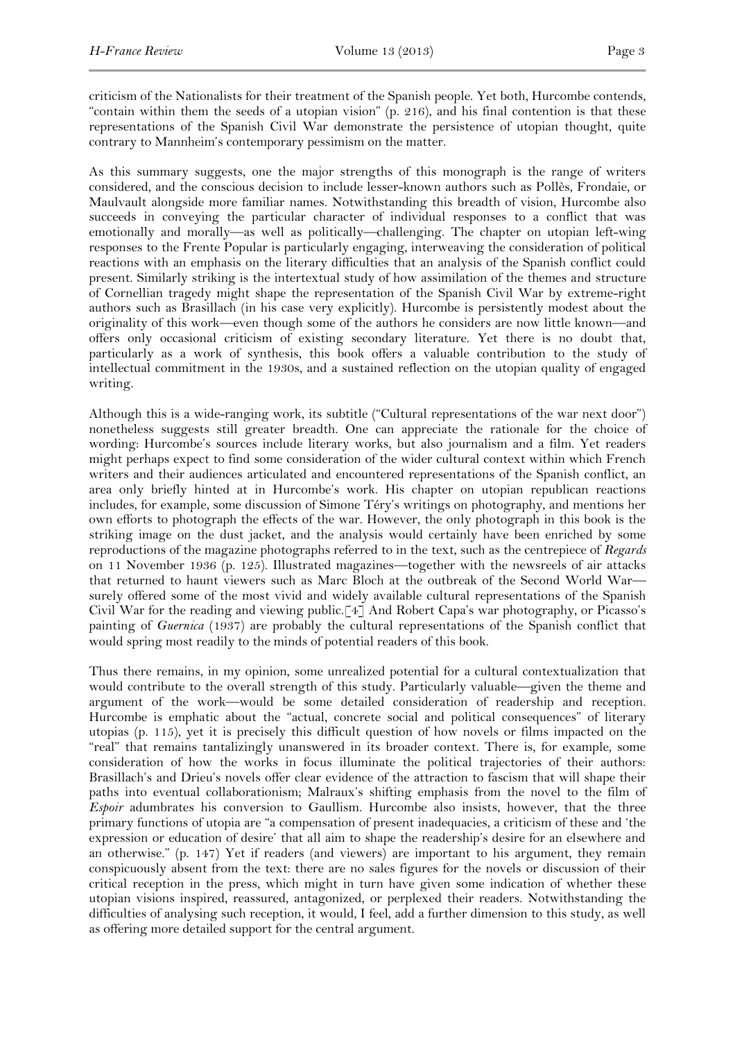criticism of the Nationalists for their treatment of the Spanish people. Yet both, Hurcombe contends, "contain within them the seeds of a utopian vision" (p. 216), and his final contention is that these representations of the Spanish Civil War demonstrate the persistence of utopian thought, quite contrary to Mannheim's contemporary pessimism on the matter.

As this summary suggests, one the major strengths of this monograph is the range of writers considered, and the conscious decision to include lesser-known authors such as Pollès, Frondaie, or Maulvault alongside more familiar names. Notwithstanding this breadth of vision, Hurcombe also succeeds in conveying the particular character of individual responses to a conflict that was emotionally and morally—as well as politically—challenging. The chapter on utopian left-wing responses to the Frente Popular is particularly engaging, interweaving the consideration of political reactions with an emphasis on the literary difficulties that an analysis of the Spanish conflict could present. Similarly striking is the intertextual study of how assimilation of the themes and structure of Cornellian tragedy might shape the representation of the Spanish Civil War by extreme-right authors such as Brasillach (in his case very explicitly). Hurcombe is persistently modest about the originality of this work—even though some of the authors he considers are now little known—and offers only occasional criticism of existing secondary literature. Yet there is no doubt that, particularly as a work of synthesis, this book offers a valuable contribution to the study of intellectual commitment in the 1930s, and a sustained reflection on the utopian quality of engaged writing.

Although this is a wide-ranging work, its subtitle ("Cultural representations of the war next door") nonetheless suggests still greater breadth. One can appreciate the rationale for the choice of wording: Hurcombe's sources include literary works, but also journalism and a film. Yet readers might perhaps expect to find some consideration of the wider cultural context within which French writers and their audiences articulated and encountered representations of the Spanish conflict, an area only briefly hinted at in Hurcombe's work. His chapter on utopian republican reactions includes, for example, some discussion of Simone Téry's writings on photography, and mentions her own efforts to photograph the effects of the war. However, the only photograph in this book is the striking image on the dust jacket, and the analysis would certainly have been enriched by some reproductions of the magazine photographs referred to in the text, such as the centrepiece of *Regards* on 11 November 1936 (p. 125). Illustrated magazines—together with the newsreels of air attacks that returned to haunt viewers such as Marc Bloch at the outbreak of the Second World War—surely offered some of the most vivid and widely available cultural representations of the Spanish Civil War for the reading and viewing public.[4] And Robert Capa's war photography, or Picasso's painting of *Guernica* (1937) are probably the cultural representations of the Spanish conflict that would spring most readily to the minds of potential readers of this book.

Thus there remains, in my opinion, some unrealized potential for a cultural contextualization that would contribute to the overall strength of this study. Particularly valuable—given the theme and argument of the work—would be some detailed consideration of readership and reception. Hurcombe is emphatic about the "actual, concrete social and political consequences" of literary utopias (p. 115), yet it is precisely this difficult question of how novels or films impacted on the "real" that remains tantalizingly unanswered in its broader context. There is, for example, some consideration of how the works in focus illuminate the political trajectories of their authors: Brasillach's and Drieu's novels offer clear evidence of the attraction to fascism that will shape their paths into eventual collaborationism; Malraux's shifting emphasis from the novel to the film of *Espoir* adumbrates his conversion to Gaullism. Hurcombe also insists, however, that the three primary functions of utopia are "a compensation of present inadequacies, a criticism of these and 'the expression or education of desire' that all aim to shape the readership's desire for an elsewhere and an otherwise." (p. 147) Yet if readers (and viewers) are important to his argument, they remain conspicuously absent from the text: there are no sales figures for the novels or discussion of their critical reception in the press, which might in turn have given some indication of whether these utopian visions inspired, reassured, antagonized, or perplexed their readers. Notwithstanding the difficulties of analysing such reception, it would, I feel, add a further dimension to this study, as well as offering more detailed support for the central argument.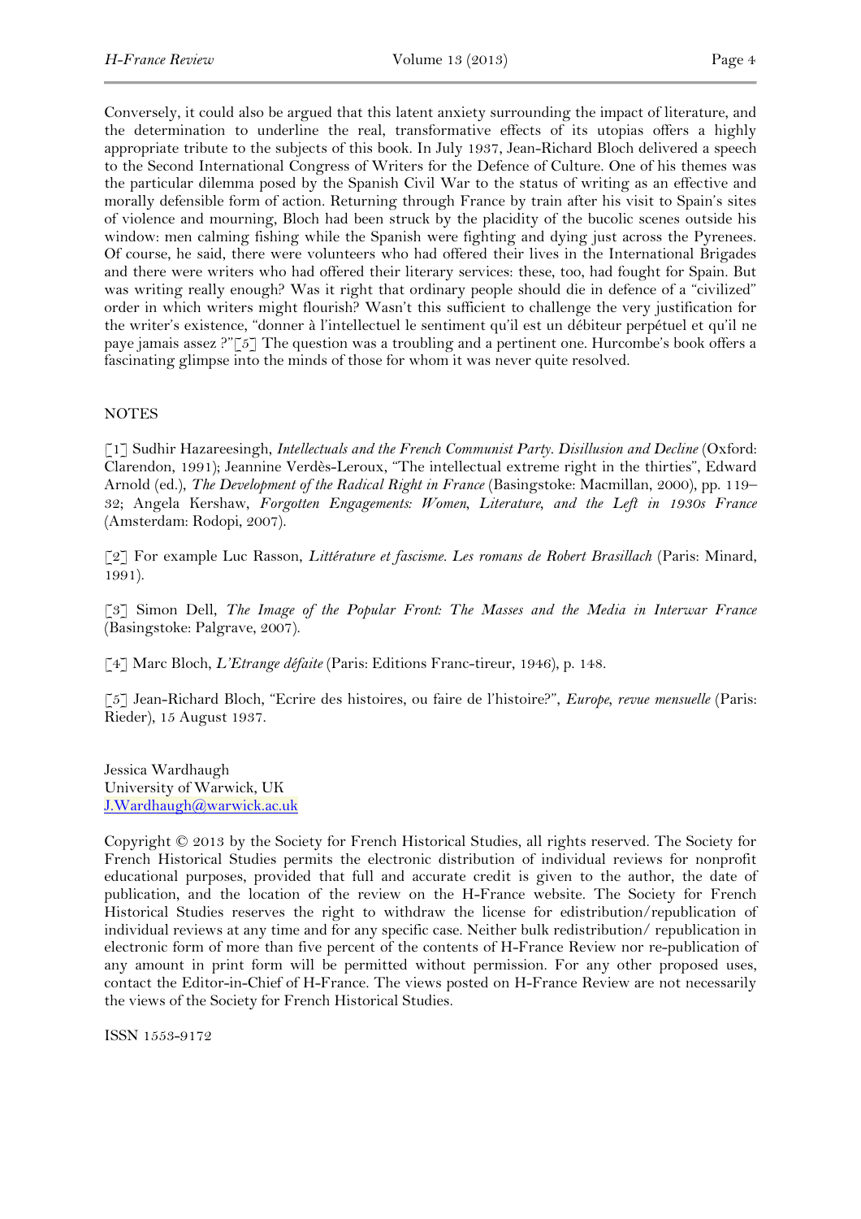Conversely, it could also be argued that this latent anxiety surrounding the impact of literature, and the determination to underline the real, transformative effects of its utopias offers a highly appropriate tribute to the subjects of this book. In July 1937, Jean-Richard Bloch delivered a speech to the Second International Congress of Writers for the Defence of Culture. One of his themes was the particular dilemma posed by the Spanish Civil War to the status of writing as an effective and morally defensible form of action. Returning through France by train after his visit to Spain's sites of violence and mourning, Bloch had been struck by the placidity of the bucolic scenes outside his window: men calming fishing while the Spanish were fighting and dying just across the Pyrenees. Of course, he said, there were volunteers who had offered their lives in the International Brigades and there were writers who had offered their literary services: these, too, had fought for Spain. But was writing really enough? Was it right that ordinary people should die in defence of a "civilized" order in which writers might flourish? Wasn't this sufficient to challenge the very justification for the writer's existence, "donner à l'intellectuel le sentiment qu'il est un débiteur perpétuel et qu'il ne paye jamais assez ?"[5] The question was a troubling and a pertinent one. Hurcombe's book offers a fascinating glimpse into the minds of those for whom it was never quite resolved.

NOTES

[1] Sudhir Hazareesingh, *Intellectuals and the French Communist Party. Disillusion and Decline* (Oxford: Clarendon, 1991); Jeannine Verdès-Leroux, "The intellectual extreme right in the thirties", Edward Arnold (ed.), *The Development of the Radical Right in France* (Basingstoke: Macmillan, 2000), pp. 119–32; Angela Kershaw, *Forgotten Engagements: Women, Literature, and the Left in 1930s France* (Amsterdam: Rodopi, 2007).

[2] For example Luc Rasson, *Littérature et fascisme. Les romans de Robert Brasillach* (Paris: Minard, 1991).

[3] Simon Dell, *The Image of the Popular Front: The Masses and the Media in Interwar France* (Basingstoke: Palgrave, 2007).

[4] Marc Bloch, *L'Etrange défaite* (Paris: Editions Franc-tireur, 1946), p. 148.

[5] Jean-Richard Bloch, "Ecrire des histoires, ou faire de l'histoire?", *Europe, revue mensuelle* (Paris: Rieder), 15 August 1937.

Jessica Wardhaugh
University of Warwick, UK
J.Wardhaugh@warwick.ac.uk

Copyright © 2013 by the Society for French Historical Studies, all rights reserved. The Society for French Historical Studies permits the electronic distribution of individual reviews for nonprofit educational purposes, provided that full and accurate credit is given to the author, the date of publication, and the location of the review on the H-France website. The Society for French Historical Studies reserves the right to withdraw the license for edistribution/republication of individual reviews at any time and for any specific case. Neither bulk redistribution/ republication in electronic form of more than five percent of the contents of H-France Review nor re-publication of any amount in print form will be permitted without permission. For any other proposed uses, contact the Editor-in-Chief of H-France. The views posted on H-France Review are not necessarily the views of the Society for French Historical Studies.

ISSN 1553-9172